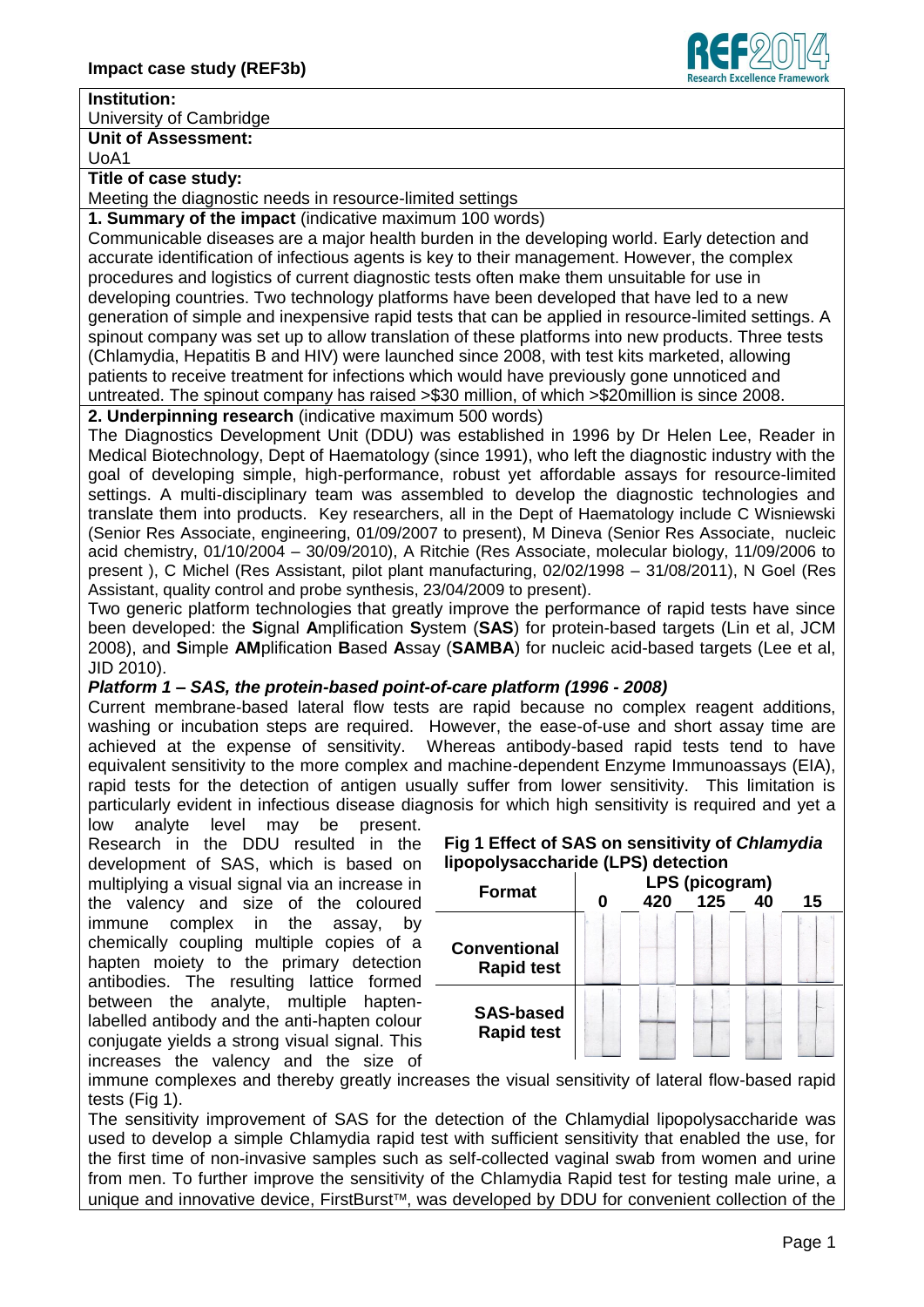**Impact case study (REF3b)**

**Institution:**

University of Cambridge

**Unit of Assessment:**

UoA1

**Title of case study:**

Meeting the diagnostic needs in resource-limited settings

**1. Summary of the impact** (indicative maximum 100 words)

Communicable diseases are a major health burden in the developing world. Early detection and accurate identification of infectious agents is key to their management. However, the complex procedures and logistics of current diagnostic tests often make them unsuitable for use in developing countries. Two technology platforms have been developed that have led to a new generation of simple and inexpensive rapid tests that can be applied in resource-limited settings. A spinout company was set up to allow translation of these platforms into new products. Three tests (Chlamydia, Hepatitis B and HIV) were launched since 2008, with test kits marketed, allowing patients to receive treatment for infections which would have previously gone unnoticed and untreated. The spinout company has raised >$30 million, of which >$20million is since 2008.

**2. Underpinning research** (indicative maximum 500 words)

The Diagnostics Development Unit (DDU) was established in 1996 by Dr Helen Lee, Reader in Medical Biotechnology, Dept of Haematology (since 1991), who left the diagnostic industry with the goal of developing simple, high-performance, robust yet affordable assays for resource-limited settings. A multi-disciplinary team was assembled to develop the diagnostic technologies and translate them into products. Key researchers, all in the Dept of Haematology include C Wisniewski (Senior Res Associate, engineering, 01/09/2007 to present), M Dineva (Senior Res Associate, nucleic acid chemistry, 01/10/2004 – 30/09/2010), A Ritchie (Res Associate, molecular biology, 11/09/2006 to present ), C Michel (Res Assistant, pilot plant manufacturing, 02/02/1998 – 31/08/2011), N Goel (Res Assistant, quality control and probe synthesis, 23/04/2009 to present).

Two generic platform technologies that greatly improve the performance of rapid tests have since been developed: the **S**ignal **A**mplification **S**ystem (**SAS**) for protein-based targets (Lin et al, JCM 2008), and **S**imple **AM**plification **B**ased **A**ssay (**SAMBA**) for nucleic acid-based targets (Lee et al, JID 2010).

***Platform 1 – SAS, the protein-based point-of-care platform (1996 - 2008)***

Current membrane-based lateral flow tests are rapid because no complex reagent additions, washing or incubation steps are required. However, the ease-of-use and short assay time are achieved at the expense of sensitivity. Whereas antibody-based rapid tests tend to have equivalent sensitivity to the more complex and machine-dependent Enzyme Immunoassays (EIA), rapid tests for the detection of antigen usually suffer from lower sensitivity. This limitation is particularly evident in infectious disease diagnosis for which high sensitivity is required and yet a low analyte level may be present.

Research in the DDU resulted in the development of SAS, which is based on multiplying a visual signal via an increase in the valency and size of the coloured immune complex in the assay, by chemically coupling multiple copies of a hapten moiety to the primary detection antibodies. The resulting lattice formed between the analyte, multiple hapten-labelled antibody and the anti-hapten colour conjugate yields a strong visual signal. This increases the valency and the size of immune complexes and thereby greatly increases the visual sensitivity of lateral flow-based rapid tests (Fig 1).

**Fig 1 Effect of SAS on sensitivity of *Chlamydia* lipopolysaccharide (LPS) detection**

| Format | LPS (picogram) | | | | |
|---|---|---|---|---|---|
| | 0 | 420 | 125 | 40 | 15 |
| **Conventional Rapid test** | | | | | |
| **SAS-based Rapid test** | | | | | |

The sensitivity improvement of SAS for the detection of the Chlamydial lipopolysaccharide was used to develop a simple Chlamydia rapid test with sufficient sensitivity that enabled the use, for the first time of non-invasive samples such as self-collected vaginal swab from women and urine from men. To further improve the sensitivity of the Chlamydia Rapid test for testing male urine, a unique and innovative device, FirstBurst™, was developed by DDU for convenient collection of the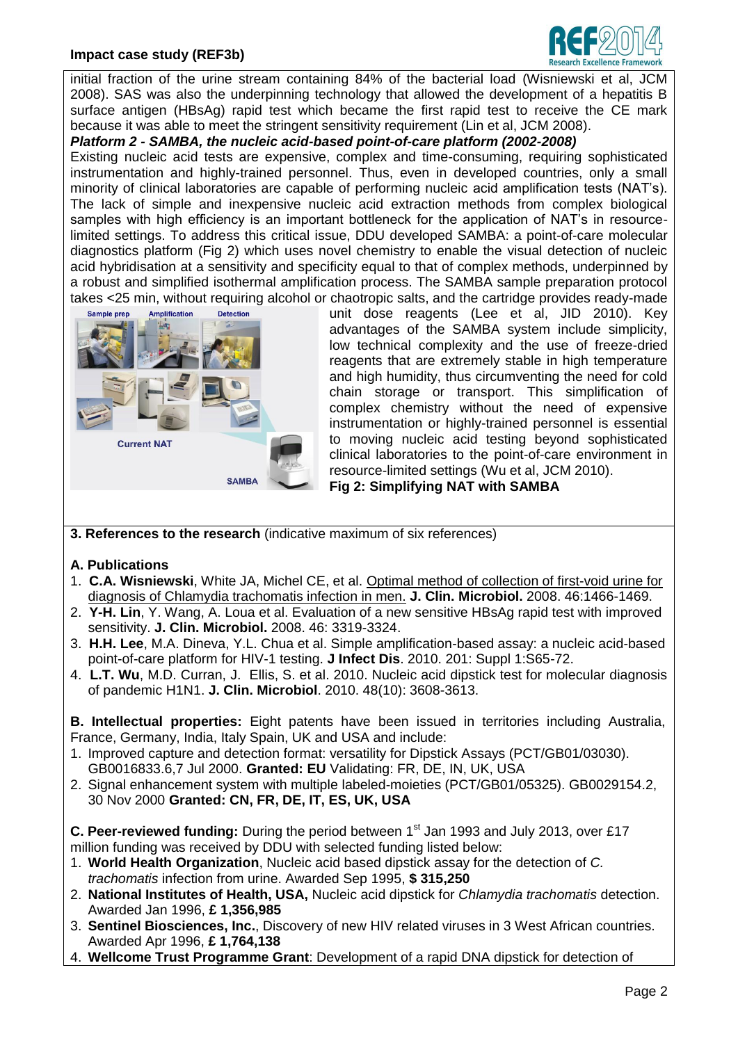initial fraction of the urine stream containing 84% of the bacterial load (Wisniewski et al, JCM 2008). SAS was also the underpinning technology that allowed the development of a hepatitis B surface antigen (HBsAg) rapid test which became the first rapid test to receive the CE mark because it was able to meet the stringent sensitivity requirement (Lin et al, JCM 2008).

***Platform 2 - SAMBA, the nucleic acid-based point-of-care platform (2002-2008)***

Existing nucleic acid tests are expensive, complex and time-consuming, requiring sophisticated instrumentation and highly-trained personnel. Thus, even in developed countries, only a small minority of clinical laboratories are capable of performing nucleic acid amplification tests (NAT's). The lack of simple and inexpensive nucleic acid extraction methods from complex biological samples with high efficiency is an important bottleneck for the application of NAT's in resource-limited settings. To address this critical issue, DDU developed SAMBA: a point-of-care molecular diagnostics platform (Fig 2) which uses novel chemistry to enable the visual detection of nucleic acid hybridisation at a sensitivity and specificity equal to that of complex methods, underpinned by a robust and simplified isothermal amplification process. The SAMBA sample preparation protocol takes <25 min, without requiring alcohol or chaotropic salts, and the cartridge provides ready-made unit dose reagents (Lee et al, JID 2010). Key advantages of the SAMBA system include simplicity, low technical complexity and the use of freeze-dried reagents that are extremely stable in high temperature and high humidity, thus circumventing the need for cold chain storage or transport. This simplification of complex chemistry without the need of expensive instrumentation or highly-trained personnel is essential to moving nucleic acid testing beyond sophisticated clinical laboratories to the point-of-care environment in resource-limited settings (Wu et al, JCM 2010).

**Fig 2: Simplifying NAT with SAMBA**

**3. References to the research** (indicative maximum of six references)

**A. Publications**

1. **C.A. Wisniewski**, White JA, Michel CE, et al. Optimal method of collection of first-void urine for diagnosis of Chlamydia trachomatis infection in men. **J. Clin. Microbiol.** 2008. 46:1466-1469.
2. **Y-H. Lin**, Y. Wang, A. Loua et al. Evaluation of a new sensitive HBsAg rapid test with improved sensitivity. **J. Clin. Microbiol.** 2008. 46: 3319-3324.
3. **H.H. Lee**, M.A. Dineva, Y.L. Chua et al. Simple amplification-based assay: a nucleic acid-based point-of-care platform for HIV-1 testing. **J Infect Dis**. 2010. 201: Suppl 1:S65-72.
4. **L.T. Wu**, M.D. Curran, J. Ellis, S. et al. 2010. Nucleic acid dipstick test for molecular diagnosis of pandemic H1N1. **J. Clin. Microbiol**. 2010. 48(10): 3608-3613.

**B. Intellectual properties:** Eight patents have been issued in territories including Australia, France, Germany, India, Italy Spain, UK and USA and include:

1. Improved capture and detection format: versatility for Dipstick Assays (PCT/GB01/03030). GB0016833.6,7 Jul 2000. **Granted: EU** Validating: FR, DE, IN, UK, USA
2. Signal enhancement system with multiple labeled-moieties (PCT/GB01/05325). GB0029154.2, 30 Nov 2000 **Granted: CN, FR, DE, IT, ES, UK, USA**

**C. Peer-reviewed funding:** During the period between 1st Jan 1993 and July 2013, over £17 million funding was received by DDU with selected funding listed below:

1. **World Health Organization**, Nucleic acid based dipstick assay for the detection of *C. trachomatis* infection from urine. Awarded Sep 1995, **$ 315,250**
2. **National Institutes of Health, USA,** Nucleic acid dipstick for *Chlamydia trachomatis* detection. Awarded Jan 1996, **£ 1,356,985**
3. **Sentinel Biosciences, Inc.**, Discovery of new HIV related viruses in 3 West African countries. Awarded Apr 1996, **£ 1,764,138**
4. **Wellcome Trust Programme Grant**: Development of a rapid DNA dipstick for detection of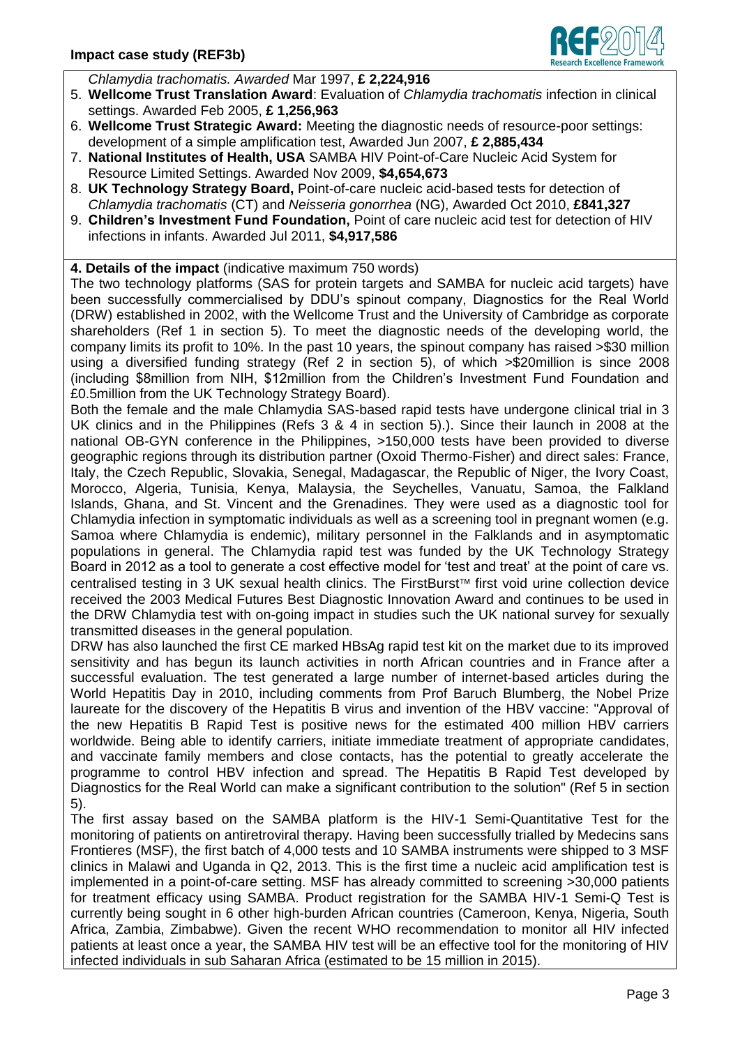*Chlamydia trachomatis. Awarded* Mar 1997, **£ 2,224,916**

5. **Wellcome Trust Translation Award**: Evaluation of *Chlamydia trachomatis* infection in clinical settings. Awarded Feb 2005, **£ 1,256,963**
6. **Wellcome Trust Strategic Award:** Meeting the diagnostic needs of resource-poor settings: development of a simple amplification test, Awarded Jun 2007, **£ 2,885,434**
7. **National Institutes of Health, USA** SAMBA HIV Point-of-Care Nucleic Acid System for Resource Limited Settings. Awarded Nov 2009, **$4,654,673**
8. **UK Technology Strategy Board,** Point-of-care nucleic acid-based tests for detection of *Chlamydia trachomatis* (CT) and *Neisseria gonorrhea* (NG), Awarded Oct 2010, **£841,327**
9. **Children's Investment Fund Foundation,** Point of care nucleic acid test for detection of HIV infections in infants. Awarded Jul 2011, **$4,917,586**

**4. Details of the impact** (indicative maximum 750 words)

The two technology platforms (SAS for protein targets and SAMBA for nucleic acid targets) have been successfully commercialised by DDU's spinout company, Diagnostics for the Real World (DRW) established in 2002, with the Wellcome Trust and the University of Cambridge as corporate shareholders (Ref 1 in section 5). To meet the diagnostic needs of the developing world, the company limits its profit to 10%. In the past 10 years, the spinout company has raised >$30 million using a diversified funding strategy (Ref 2 in section 5), of which >$20million is since 2008 (including $8million from NIH, $12million from the Children's Investment Fund Foundation and £0.5million from the UK Technology Strategy Board).

Both the female and the male Chlamydia SAS-based rapid tests have undergone clinical trial in 3 UK clinics and in the Philippines (Refs 3 & 4 in section 5).). Since their launch in 2008 at the national OB-GYN conference in the Philippines, >150,000 tests have been provided to diverse geographic regions through its distribution partner (Oxoid Thermo-Fisher) and direct sales: France, Italy, the Czech Republic, Slovakia, Senegal, Madagascar, the Republic of Niger, the Ivory Coast, Morocco, Algeria, Tunisia, Kenya, Malaysia, the Seychelles, Vanuatu, Samoa, the Falkland Islands, Ghana, and St. Vincent and the Grenadines. They were used as a diagnostic tool for Chlamydia infection in symptomatic individuals as well as a screening tool in pregnant women (e.g. Samoa where Chlamydia is endemic), military personnel in the Falklands and in asymptomatic populations in general. The Chlamydia rapid test was funded by the UK Technology Strategy Board in 2012 as a tool to generate a cost effective model for 'test and treat' at the point of care vs. centralised testing in 3 UK sexual health clinics. The FirstBurst™ first void urine collection device received the 2003 Medical Futures Best Diagnostic Innovation Award and continues to be used in the DRW Chlamydia test with on-going impact in studies such the UK national survey for sexually transmitted diseases in the general population.

DRW has also launched the first CE marked HBsAg rapid test kit on the market due to its improved sensitivity and has begun its launch activities in north African countries and in France after a successful evaluation. The test generated a large number of internet-based articles during the World Hepatitis Day in 2010, including comments from Prof Baruch Blumberg, the Nobel Prize laureate for the discovery of the Hepatitis B virus and invention of the HBV vaccine: "Approval of the new Hepatitis B Rapid Test is positive news for the estimated 400 million HBV carriers worldwide. Being able to identify carriers, initiate immediate treatment of appropriate candidates, and vaccinate family members and close contacts, has the potential to greatly accelerate the programme to control HBV infection and spread. The Hepatitis B Rapid Test developed by Diagnostics for the Real World can make a significant contribution to the solution" (Ref 5 in section 5).

The first assay based on the SAMBA platform is the HIV-1 Semi-Quantitative Test for the monitoring of patients on antiretroviral therapy. Having been successfully trialled by Medecins sans Frontieres (MSF), the first batch of 4,000 tests and 10 SAMBA instruments were shipped to 3 MSF clinics in Malawi and Uganda in Q2, 2013. This is the first time a nucleic acid amplification test is implemented in a point-of-care setting. MSF has already committed to screening >30,000 patients for treatment efficacy using SAMBA. Product registration for the SAMBA HIV-1 Semi-Q Test is currently being sought in 6 other high-burden African countries (Cameroon, Kenya, Nigeria, South Africa, Zambia, Zimbabwe). Given the recent WHO recommendation to monitor all HIV infected patients at least once a year, the SAMBA HIV test will be an effective tool for the monitoring of HIV infected individuals in sub Saharan Africa (estimated to be 15 million in 2015).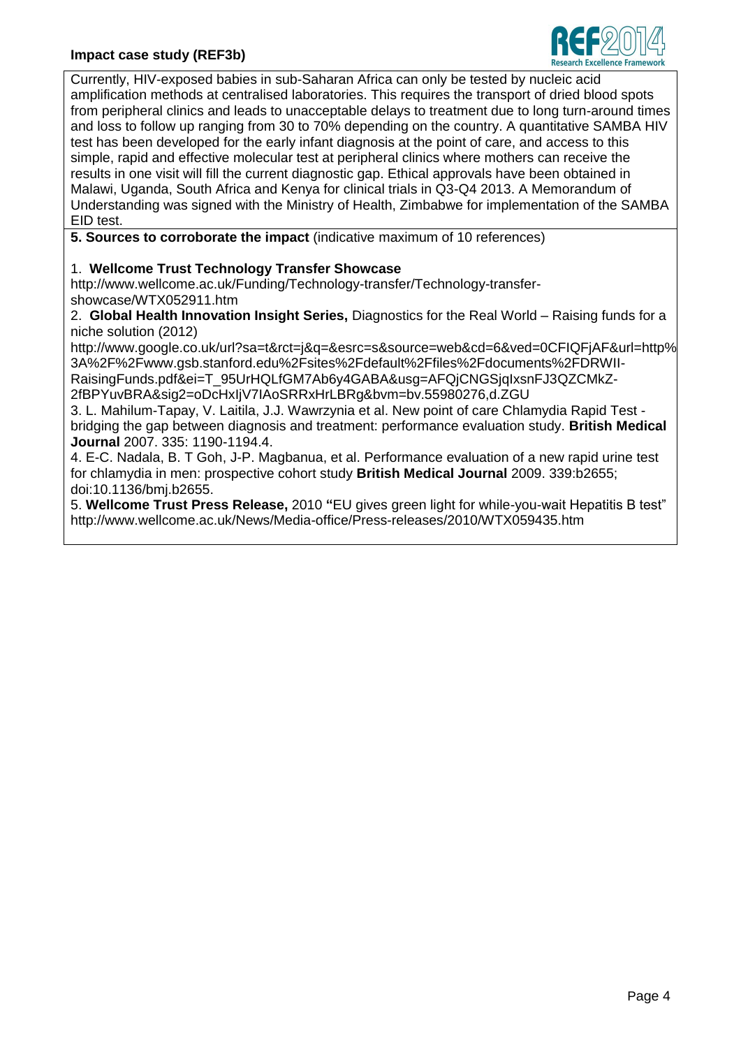Currently, HIV-exposed babies in sub-Saharan Africa can only be tested by nucleic acid amplification methods at centralised laboratories. This requires the transport of dried blood spots from peripheral clinics and leads to unacceptable delays to treatment due to long turn-around times and loss to follow up ranging from 30 to 70% depending on the country. A quantitative SAMBA HIV test has been developed for the early infant diagnosis at the point of care, and access to this simple, rapid and effective molecular test at peripheral clinics where mothers can receive the results in one visit will fill the current diagnostic gap. Ethical approvals have been obtained in Malawi, Uganda, South Africa and Kenya for clinical trials in Q3-Q4 2013. A Memorandum of Understanding was signed with the Ministry of Health, Zimbabwe for implementation of the SAMBA EID test.

**5. Sources to corroborate the impact** (indicative maximum of 10 references)

1. **Wellcome Trust Technology Transfer Showcase**
http://www.wellcome.ac.uk/Funding/Technology-transfer/Technology-transfer-showcase/WTX052911.htm
2. **Global Health Innovation Insight Series,** Diagnostics for the Real World – Raising funds for a niche solution (2012)
http://www.google.co.uk/url?sa=t&rct=j&q=&esrc=s&source=web&cd=6&ved=0CFIQFjAF&url=http%3A%2F%2Fwww.gsb.stanford.edu%2Fsites%2Fdefault%2Ffiles%2Fdocuments%2FDRWII-RaisingFunds.pdf&ei=T_95UrHQLfGM7Ab6y4GABA&usg=AFQjCNGSjqIxsnFJ3QZCMkZ-2fBPYuvBRA&sig2=oDcHxIjV7IAoSRRxHrLBRg&bvm=bv.55980276,d.ZGU
3. L. Mahilum-Tapay, V. Laitila, J.J. Wawrzynia et al. New point of care Chlamydia Rapid Test - bridging the gap between diagnosis and treatment: performance evaluation study. **British Medical Journal** 2007. 335: 1190-1194.4.
4. E-C. Nadala, B. T Goh, J-P. Magbanua, et al. Performance evaluation of a new rapid urine test for chlamydia in men: prospective cohort study **British Medical Journal** 2009. 339:b2655; doi:10.1136/bmj.b2655.
5. **Wellcome Trust Press Release,** 2010 **"**EU gives green light for while-you-wait Hepatitis B test" http://www.wellcome.ac.uk/News/Media-office/Press-releases/2010/WTX059435.htm